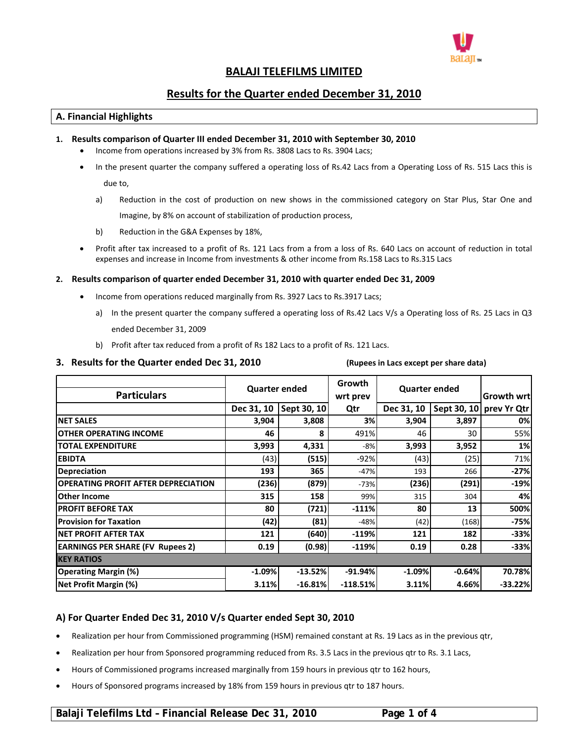# BALAJI TELEFILMS LIMITED

## Results for the Quarter ended December 31, 2010

### A. Financial Highlights

**1. Results comparison of Quarter III ended December 31, 2010 with September 30, 2010**

- Income from operations increased by 3% from Rs. 3808 Lacs to Rs. 3904 Lacs;
- In the present quarter the company suffered a operating loss of Rs.42 Lacs from a Operating Loss of Rs. 515 Lacs this is due to,
  - a) Reduction in the cost of production on new shows in the commissioned category on Star Plus, Star One and Imagine, by 8% on account of stabilization of production process,
  - b) Reduction in the G&A Expenses by 18%,
- Profit after tax increased to a profit of Rs. 121 Lacs from a from a loss of Rs. 640 Lacs on account of reduction in total expenses and increase in Income from investments & other income from Rs.158 Lacs to Rs.315 Lacs

**2. Results comparison of quarter ended December 31, 2010 with quarter ended Dec 31, 2009**

- Income from operations reduced marginally from Rs. 3927 Lacs to Rs.3917 Lacs;
  - a) In the present quarter the company suffered a operating loss of Rs.42 Lacs V/s a Operating loss of Rs. 25 Lacs in Q3 ended December 31, 2009
  - b) Profit after tax reduced from a profit of Rs 182 Lacs to a profit of Rs. 121 Lacs.

**3. Results for the Quarter ended Dec 31, 2010** **(Rupees in Lacs except per share data)**

| Particulars | Quarter ended | | Growth wrt prev Qtr | Quarter ended | | Growth wrt prev Yr Qtr |
|---|---|---|---|---|---|---|
| | Dec 31, 10 | Sept 30, 10 | | Dec 31, 10 | Sept 30, 10 | |
| **NET SALES** | **3,904** | **3,808** | **3%** | **3,904** | **3,897** | **0%** |
| **OTHER OPERATING INCOME** | **46** | **8** | 491% | 46 | 30 | 55% |
| **TOTAL EXPENDITURE** | **3,993** | **4,331** | -8% | **3,993** | **3,952** | **1%** |
| **EBIDTA** | (43) | **(515)** | -92% | (43) | (25) | 71% |
| **Depreciation** | **193** | **365** | -47% | 193 | 266 | **-27%** |
| **OPERATING PROFIT AFTER DEPRECIATION** | **(236)** | **(879)** | -73% | **(236)** | **(291)** | **-19%** |
| **Other Income** | **315** | **158** | 99% | 315 | 304 | **4%** |
| **PROFIT BEFORE TAX** | **80** | **(721)** | **-111%** | **80** | **13** | **500%** |
| **Provision for Taxation** | **(42)** | **(81)** | -48% | (42) | (168) | **-75%** |
| **NET PROFIT AFTER TAX** | **121** | **(640)** | **-119%** | **121** | **182** | **-33%** |
| **EARNINGS PER SHARE (FV Rupees 2)** | **0.19** | **(0.98)** | **-119%** | **0.19** | **0.28** | **-33%** |
| **KEY RATIOS** | | | | | | |
| **Operating Margin (%)** | **-1.09%** | **-13.52%** | **-91.94%** | **-1.09%** | **-0.64%** | **70.78%** |
| **Net Profit Margin (%)** | **3.11%** | **-16.81%** | **-118.51%** | **3.11%** | **4.66%** | **-33.22%** |

### A) For Quarter Ended Dec 31, 2010 V/s Quarter ended Sept 30, 2010

- Realization per hour from Commissioned programming (HSM) remained constant at Rs. 19 Lacs as in the previous qtr,
- Realization per hour from Sponsored programming reduced from Rs. 3.5 Lacs in the previous qtr to Rs. 3.1 Lacs,
- Hours of Commissioned programs increased marginally from 159 hours in previous qtr to 162 hours,
- Hours of Sponsored programs increased by 18% from 159 hours in previous qtr to 187 hours.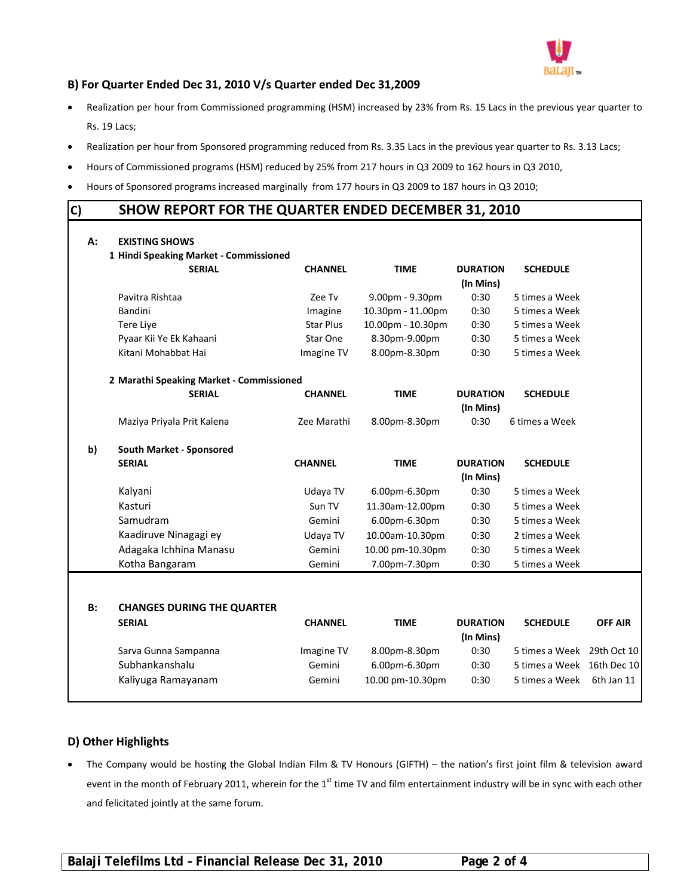## B) For Quarter Ended Dec 31, 2010 V/s Quarter ended Dec 31,2009

- Realization per hour from Commissioned programming (HSM) increased by 23% from Rs. 15 Lacs in the previous year quarter to Rs. 19 Lacs;
- Realization per hour from Sponsored programming reduced from Rs. 3.35 Lacs in the previous year quarter to Rs. 3.13 Lacs;
- Hours of Commissioned programs (HSM) reduced by 25% from 217 hours in Q3 2009 to 162 hours in Q3 2010,
- Hours of Sponsored programs increased marginally from 177 hours in Q3 2009 to 187 hours in Q3 2010;

## C) SHOW REPORT FOR THE QUARTER ENDED DECEMBER 31, 2010

### A: EXISTING SHOWS

**1 Hindi Speaking Market - Commissioned**

| SERIAL | CHANNEL | TIME | DURATION (In Mins) | SCHEDULE |
|---|---|---|---|---|
| Pavitra Rishtaa | Zee Tv | 9.00pm - 9.30pm | 0:30 | 5 times a Week |
| Bandini | Imagine | 10.30pm - 11.00pm | 0:30 | 5 times a Week |
| Tere Liye | Star Plus | 10.00pm - 10.30pm | 0:30 | 5 times a Week |
| Pyaar Kii Ye Ek Kahaani | Star One | 8.30pm-9.00pm | 0:30 | 5 times a Week |
| Kitani Mohabbat Hai | Imagine TV | 8.00pm-8.30pm | 0:30 | 5 times a Week |

**2 Marathi Speaking Market - Commissioned**

| SERIAL | CHANNEL | TIME | DURATION (In Mins) | SCHEDULE |
|---|---|---|---|---|
| Maziya Priyala Prit Kalena | Zee Marathi | 8.00pm-8.30pm | 0:30 | 6 times a Week |

**b) South Market - Sponsored**

| SERIAL | CHANNEL | TIME | DURATION (In Mins) | SCHEDULE |
|---|---|---|---|---|
| Kalyani | Udaya TV | 6.00pm-6.30pm | 0:30 | 5 times a Week |
| Kasturi | Sun TV | 11.30am-12.00pm | 0:30 | 5 times a Week |
| Samudram | Gemini | 6.00pm-6.30pm | 0:30 | 5 times a Week |
| Kaadiruve Ninagagi ey | Udaya TV | 10.00am-10.30pm | 0:30 | 2 times a Week |
| Adagaka Ichhina Manasu | Gemini | 10.00 pm-10.30pm | 0:30 | 5 times a Week |
| Kotha Bangaram | Gemini | 7.00pm-7.30pm | 0:30 | 5 times a Week |

### B: CHANGES DURING THE QUARTER

| SERIAL | CHANNEL | TIME | DURATION (In Mins) | SCHEDULE | OFF AIR |
|---|---|---|---|---|---|
| Sarva Gunna Sampanna | Imagine TV | 8.00pm-8.30pm | 0:30 | 5 times a Week | 29th Oct 10 |
| Subhankanshalu | Gemini | 6.00pm-6.30pm | 0:30 | 5 times a Week | 16th Dec 10 |
| Kaliyuga Ramayanam | Gemini | 10.00 pm-10.30pm | 0:30 | 5 times a Week | 6th Jan 11 |

## D) Other Highlights

- The Company would be hosting the Global Indian Film & TV Honours (GIFTH) – the nation's first joint film & television award event in the month of February 2011, wherein for the 1st time TV and film entertainment industry will be in sync with each other and felicitated jointly at the same forum.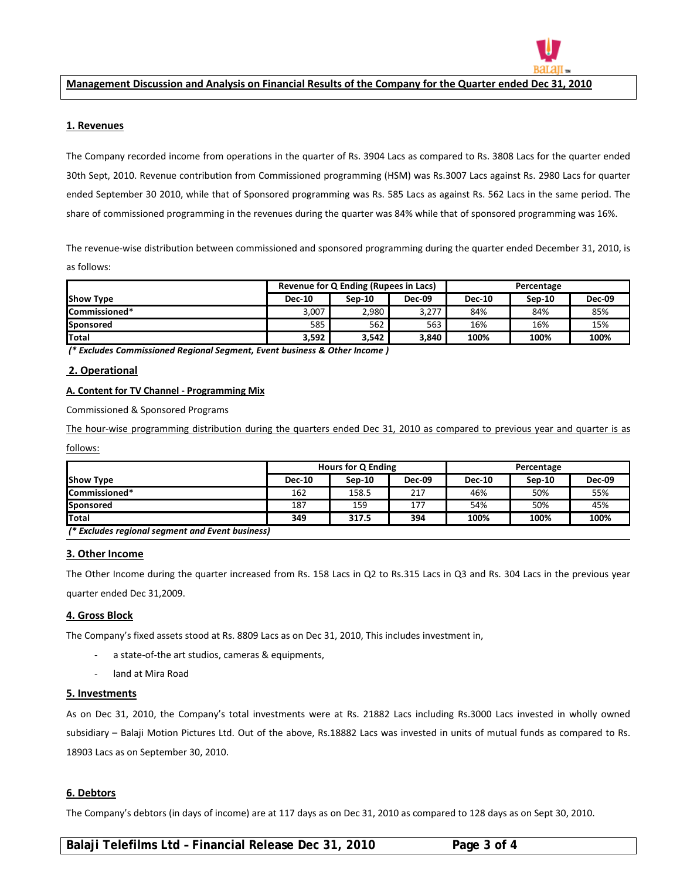## Management Discussion and Analysis on Financial Results of the Company for the Quarter ended Dec 31, 2010

### 1. Revenues

The Company recorded income from operations in the quarter of Rs. 3904 Lacs as compared to Rs. 3808 Lacs for the quarter ended 30th Sept, 2010. Revenue contribution from Commissioned programming (HSM) was Rs.3007 Lacs against Rs. 2980 Lacs for quarter ended September 30 2010, while that of Sponsored programming was Rs. 585 Lacs as against Rs. 562 Lacs in the same period. The share of commissioned programming in the revenues during the quarter was 84% while that of sponsored programming was 16%.

The revenue-wise distribution between commissioned and sponsored programming during the quarter ended December 31, 2010, is as follows:

| | Revenue for Q Ending (Rupees in Lacs) | | | Percentage | | |
|---|---|---|---|---|---|---|
| **Show Type** | **Dec-10** | **Sep-10** | **Dec-09** | **Dec-10** | **Sep-10** | **Dec-09** |
| **Commissioned*** | 3,007 | 2,980 | 3,277 | 84% | 84% | 85% |
| **Sponsored** | 585 | 562 | 563 | 16% | 16% | 15% |
| **Total** | **3,592** | **3,542** | **3,840** | **100%** | **100%** | **100%** |

***(* Excludes Commissioned Regional Segment, Event business & Other Income )***

### 2. Operational

#### A. Content for TV Channel - Programming Mix

Commissioned & Sponsored Programs

The hour-wise programming distribution during the quarters ended Dec 31, 2010 as compared to previous year and quarter is as follows:

| | Hours for Q Ending | | | Percentage | | |
|---|---|---|---|---|---|---|
| **Show Type** | **Dec-10** | **Sep-10** | **Dec-09** | **Dec-10** | **Sep-10** | **Dec-09** |
| **Commissioned*** | 162 | 158.5 | 217 | 46% | 50% | 55% |
| **Sponsored** | 187 | 159 | 177 | 54% | 50% | 45% |
| **Total** | **349** | **317.5** | **394** | **100%** | **100%** | **100%** |

***(* Excludes regional segment and Event business)***

### 3. Other Income

The Other Income during the quarter increased from Rs. 158 Lacs in Q2 to Rs.315 Lacs in Q3 and Rs. 304 Lacs in the previous year quarter ended Dec 31,2009.

### 4. Gross Block

The Company's fixed assets stood at Rs. 8809 Lacs as on Dec 31, 2010, This includes investment in,

- a state-of-the art studios, cameras & equipments,
- land at Mira Road

### 5. Investments

As on Dec 31, 2010, the Company's total investments were at Rs. 21882 Lacs including Rs.3000 Lacs invested in wholly owned subsidiary – Balaji Motion Pictures Ltd. Out of the above, Rs.18882 Lacs was invested in units of mutual funds as compared to Rs. 18903 Lacs as on September 30, 2010.

### 6. Debtors

The Company's debtors (in days of income) are at 117 days as on Dec 31, 2010 as compared to 128 days as on Sept 30, 2010.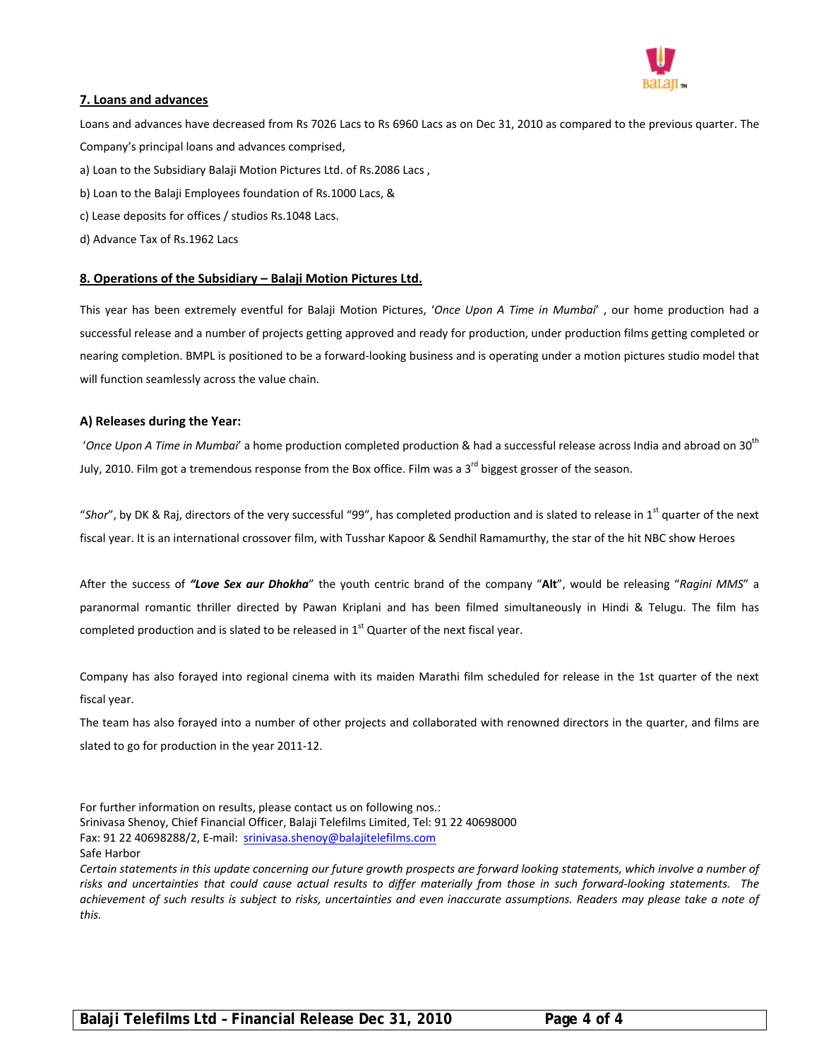## 7. Loans and advances

Loans and advances have decreased from Rs 7026 Lacs to Rs 6960 Lacs as on Dec 31, 2010 as compared to the previous quarter. The Company's principal loans and advances comprised,

a) Loan to the Subsidiary Balaji Motion Pictures Ltd. of Rs.2086 Lacs ,

b) Loan to the Balaji Employees foundation of Rs.1000 Lacs, &

c) Lease deposits for offices / studios Rs.1048 Lacs.

d) Advance Tax of Rs.1962 Lacs

## 8. Operations of the Subsidiary – Balaji Motion Pictures Ltd.

This year has been extremely eventful for Balaji Motion Pictures, '*Once Upon A Time in Mumbai*' , our home production had a successful release and a number of projects getting approved and ready for production, under production films getting completed or nearing completion. BMPL is positioned to be a forward-looking business and is operating under a motion pictures studio model that will function seamlessly across the value chain.

### A) Releases during the Year:

'*Once Upon A Time in Mumbai*' a home production completed production & had a successful release across India and abroad on 30th July, 2010. Film got a tremendous response from the Box office. Film was a 3rd biggest grosser of the season.

"*Shor*", by DK & Raj, directors of the very successful "99", has completed production and is slated to release in 1st quarter of the next fiscal year. It is an international crossover film, with Tusshar Kapoor & Sendhil Ramamurthy, the star of the hit NBC show Heroes

After the success of ***"Love Sex aur Dhokha***" the youth centric brand of the company "**Alt**", would be releasing "*Ragini MMS*" a paranormal romantic thriller directed by Pawan Kriplani and has been filmed simultaneously in Hindi & Telugu. The film has completed production and is slated to be released in 1st Quarter of the next fiscal year.

Company has also forayed into regional cinema with its maiden Marathi film scheduled for release in the 1st quarter of the next fiscal year.

The team has also forayed into a number of other projects and collaborated with renowned directors in the quarter, and films are slated to go for production in the year 2011-12.

For further information on results, please contact us on following nos.:
Srinivasa Shenoy, Chief Financial Officer, Balaji Telefilms Limited, Tel: 91 22 40698000
Fax: 91 22 40698288/2, E-mail: srinivasa.shenoy@balajitelefilms.com
Safe Harbor
*Certain statements in this update concerning our future growth prospects are forward looking statements, which involve a number of risks and uncertainties that could cause actual results to differ materially from those in such forward-looking statements. The achievement of such results is subject to risks, uncertainties and even inaccurate assumptions. Readers may please take a note of this.*